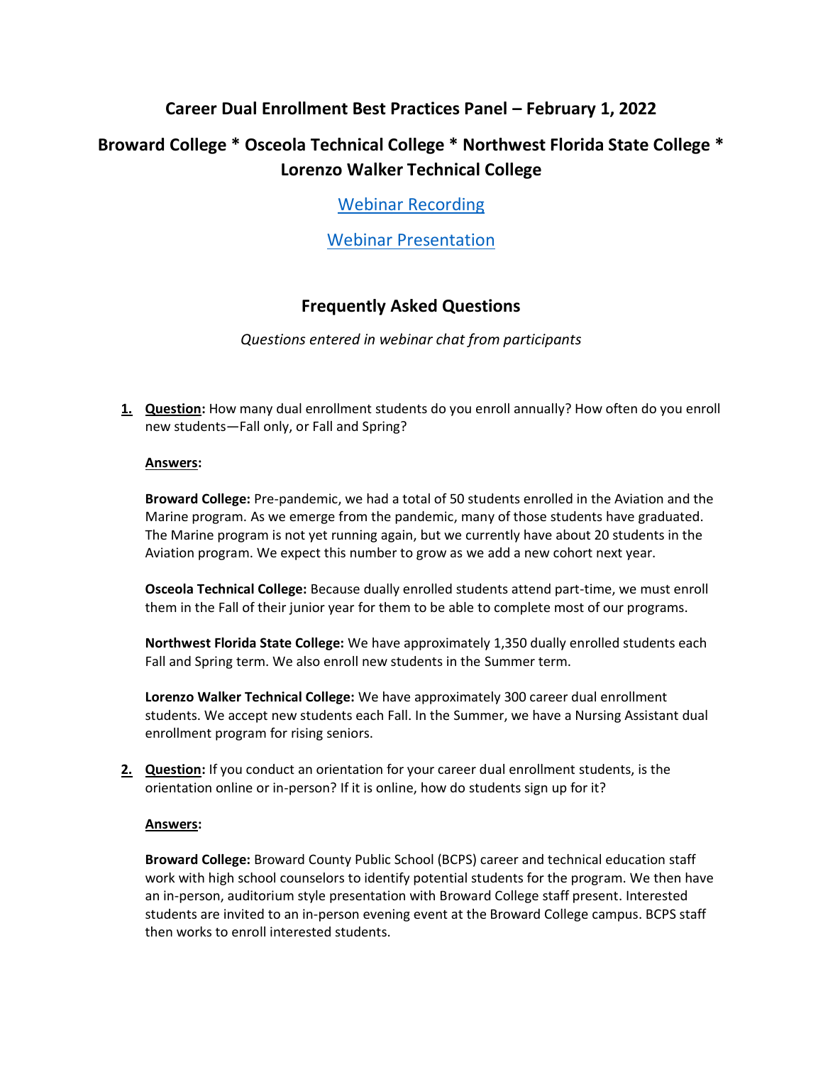# Career Dual Enrollment Best Practices Panel – February 1, 2022

## Broward College * Osceola Technical College * Northwest Florida State College * Lorenzo Walker Technical College

[Webinar Recording]

[Webinar Presentation]

## Frequently Asked Questions

*Questions entered in webinar chat from participants*

1. **Question:** How many dual enrollment students do you enroll annually? How often do you enroll new students—Fall only, or Fall and Spring?

   **Answers:**

   **Broward College:** Pre-pandemic, we had a total of 50 students enrolled in the Aviation and the Marine program. As we emerge from the pandemic, many of those students have graduated. The Marine program is not yet running again, but we currently have about 20 students in the Aviation program. We expect this number to grow as we add a new cohort next year.

   **Osceola Technical College:** Because dually enrolled students attend part-time, we must enroll them in the Fall of their junior year for them to be able to complete most of our programs.

   **Northwest Florida State College:** We have approximately 1,350 dually enrolled students each Fall and Spring term. We also enroll new students in the Summer term.

   **Lorenzo Walker Technical College:** We have approximately 300 career dual enrollment students. We accept new students each Fall. In the Summer, we have a Nursing Assistant dual enrollment program for rising seniors.

2. **Question:** If you conduct an orientation for your career dual enrollment students, is the orientation online or in-person? If it is online, how do students sign up for it?

   **Answers:**

   **Broward College:** Broward County Public School (BCPS) career and technical education staff work with high school counselors to identify potential students for the program. We then have an in-person, auditorium style presentation with Broward College staff present. Interested students are invited to an in-person evening event at the Broward College campus. BCPS staff then works to enroll interested students.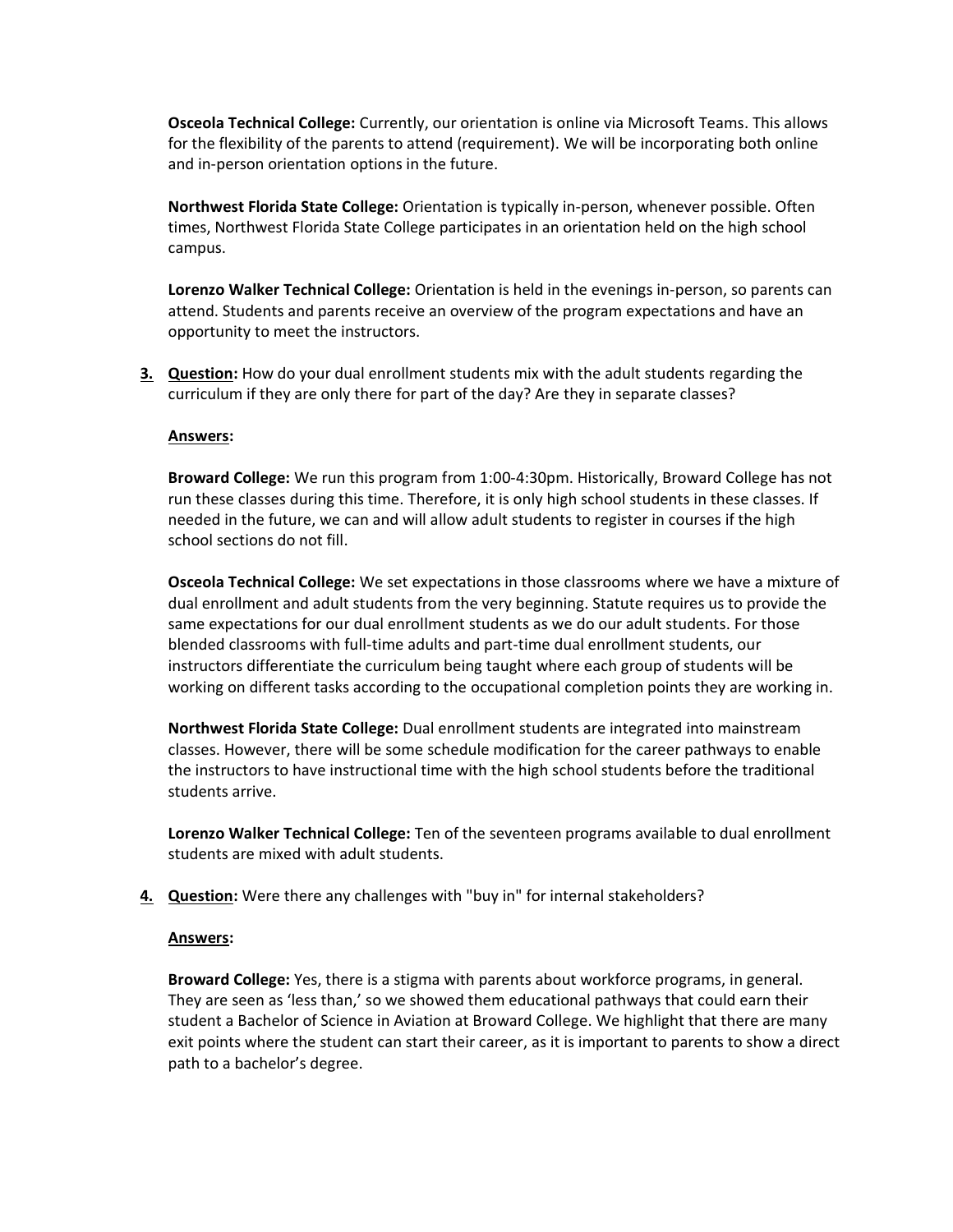**Osceola Technical College:** Currently, our orientation is online via Microsoft Teams. This allows for the flexibility of the parents to attend (requirement). We will be incorporating both online and in-person orientation options in the future.

**Northwest Florida State College:** Orientation is typically in-person, whenever possible. Often times, Northwest Florida State College participates in an orientation held on the high school campus.

**Lorenzo Walker Technical College:** Orientation is held in the evenings in-person, so parents can attend. Students and parents receive an overview of the program expectations and have an opportunity to meet the instructors.

3. **Question:** How do your dual enrollment students mix with the adult students regarding the curriculum if they are only there for part of the day? Are they in separate classes?

   **Answers:**

   **Broward College:** We run this program from 1:00-4:30pm. Historically, Broward College has not run these classes during this time. Therefore, it is only high school students in these classes. If needed in the future, we can and will allow adult students to register in courses if the high school sections do not fill.

   **Osceola Technical College:** We set expectations in those classrooms where we have a mixture of dual enrollment and adult students from the very beginning. Statute requires us to provide the same expectations for our dual enrollment students as we do our adult students. For those blended classrooms with full-time adults and part-time dual enrollment students, our instructors differentiate the curriculum being taught where each group of students will be working on different tasks according to the occupational completion points they are working in.

   **Northwest Florida State College:** Dual enrollment students are integrated into mainstream classes. However, there will be some schedule modification for the career pathways to enable the instructors to have instructional time with the high school students before the traditional students arrive.

   **Lorenzo Walker Technical College:** Ten of the seventeen programs available to dual enrollment students are mixed with adult students.

4. **Question:** Were there any challenges with "buy in" for internal stakeholders?

   **Answers:**

   **Broward College:** Yes, there is a stigma with parents about workforce programs, in general. They are seen as 'less than,' so we showed them educational pathways that could earn their student a Bachelor of Science in Aviation at Broward College. We highlight that there are many exit points where the student can start their career, as it is important to parents to show a direct path to a bachelor's degree.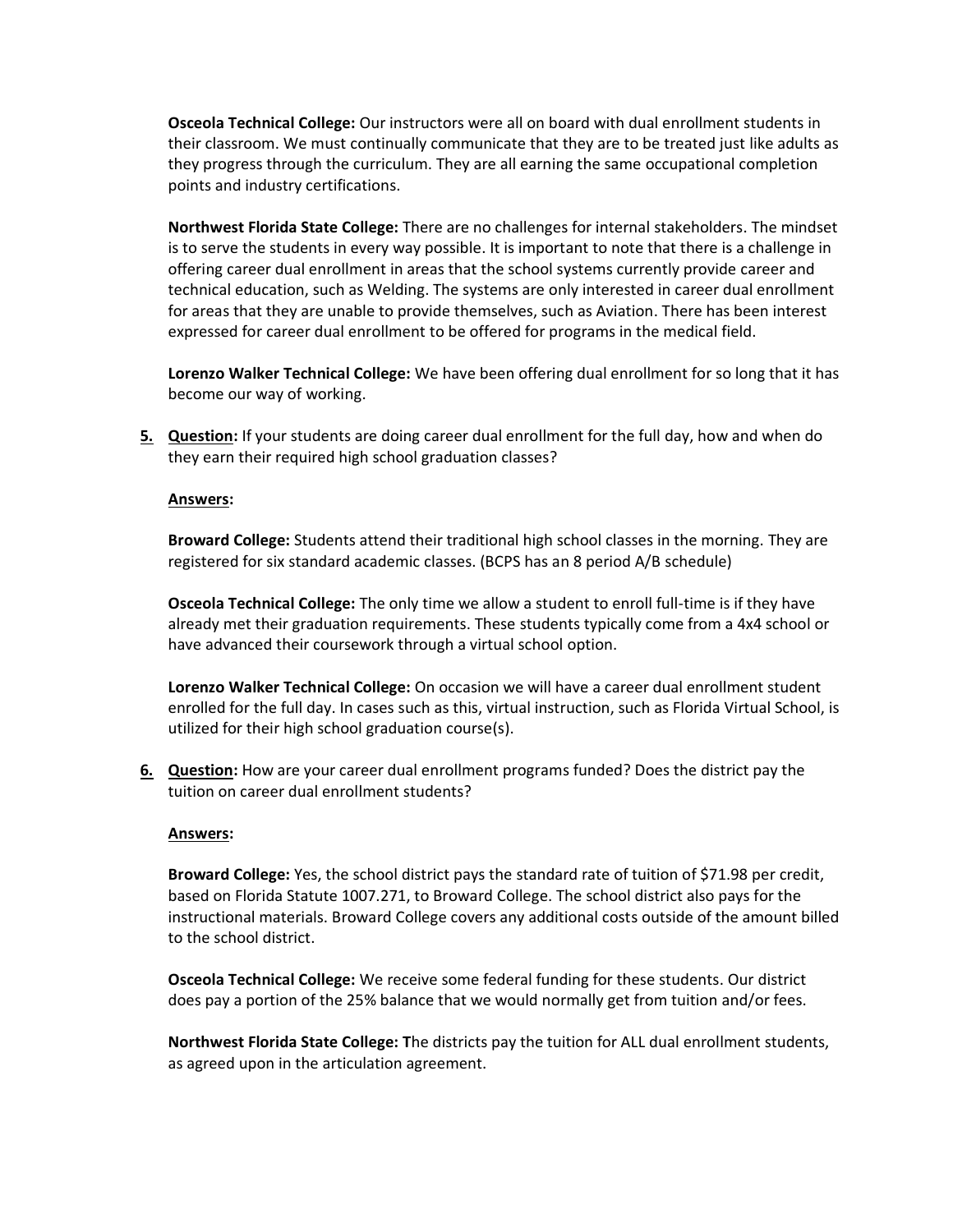**Osceola Technical College:** Our instructors were all on board with dual enrollment students in their classroom. We must continually communicate that they are to be treated just like adults as they progress through the curriculum. They are all earning the same occupational completion points and industry certifications.

**Northwest Florida State College:** There are no challenges for internal stakeholders. The mindset is to serve the students in every way possible. It is important to note that there is a challenge in offering career dual enrollment in areas that the school systems currently provide career and technical education, such as Welding. The systems are only interested in career dual enrollment for areas that they are unable to provide themselves, such as Aviation. There has been interest expressed for career dual enrollment to be offered for programs in the medical field.

**Lorenzo Walker Technical College:** We have been offering dual enrollment for so long that it has become our way of working.

**5. Question:** If your students are doing career dual enrollment for the full day, how and when do they earn their required high school graduation classes?

**Answers:**

**Broward College:** Students attend their traditional high school classes in the morning. They are registered for six standard academic classes. (BCPS has an 8 period A/B schedule)

**Osceola Technical College:** The only time we allow a student to enroll full-time is if they have already met their graduation requirements. These students typically come from a 4x4 school or have advanced their coursework through a virtual school option.

**Lorenzo Walker Technical College:** On occasion we will have a career dual enrollment student enrolled for the full day. In cases such as this, virtual instruction, such as Florida Virtual School, is utilized for their high school graduation course(s).

**6. Question:** How are your career dual enrollment programs funded? Does the district pay the tuition on career dual enrollment students?

**Answers:**

**Broward College:** Yes, the school district pays the standard rate of tuition of $71.98 per credit, based on Florida Statute 1007.271, to Broward College. The school district also pays for the instructional materials. Broward College covers any additional costs outside of the amount billed to the school district.

**Osceola Technical College:** We receive some federal funding for these students. Our district does pay a portion of the 25% balance that we would normally get from tuition and/or fees.

**Northwest Florida State College:** The districts pay the tuition for ALL dual enrollment students, as agreed upon in the articulation agreement.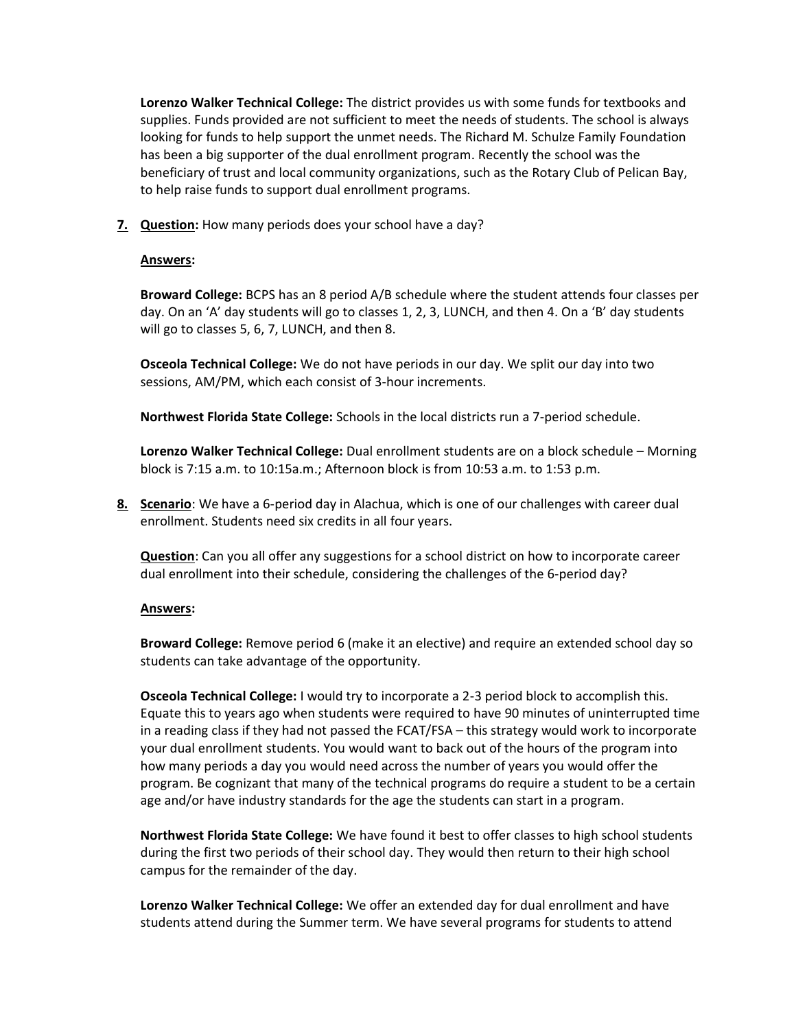**Lorenzo Walker Technical College:** The district provides us with some funds for textbooks and supplies. Funds provided are not sufficient to meet the needs of students. The school is always looking for funds to help support the unmet needs. The Richard M. Schulze Family Foundation has been a big supporter of the dual enrollment program. Recently the school was the beneficiary of trust and local community organizations, such as the Rotary Club of Pelican Bay, to help raise funds to support dual enrollment programs.

**7. Question:** How many periods does your school have a day?

**Answers:**

**Broward College:** BCPS has an 8 period A/B schedule where the student attends four classes per day. On an 'A' day students will go to classes 1, 2, 3, LUNCH, and then 4. On a 'B' day students will go to classes 5, 6, 7, LUNCH, and then 8.

**Osceola Technical College:** We do not have periods in our day. We split our day into two sessions, AM/PM, which each consist of 3-hour increments.

**Northwest Florida State College:** Schools in the local districts run a 7-period schedule.

**Lorenzo Walker Technical College:** Dual enrollment students are on a block schedule – Morning block is 7:15 a.m. to 10:15a.m.; Afternoon block is from 10:53 a.m. to 1:53 p.m.

**8. Scenario**: We have a 6-period day in Alachua, which is one of our challenges with career dual enrollment. Students need six credits in all four years.

**Question**: Can you all offer any suggestions for a school district on how to incorporate career dual enrollment into their schedule, considering the challenges of the 6-period day?

**Answers:**

**Broward College:** Remove period 6 (make it an elective) and require an extended school day so students can take advantage of the opportunity.

**Osceola Technical College:** I would try to incorporate a 2-3 period block to accomplish this. Equate this to years ago when students were required to have 90 minutes of uninterrupted time in a reading class if they had not passed the FCAT/FSA – this strategy would work to incorporate your dual enrollment students. You would want to back out of the hours of the program into how many periods a day you would need across the number of years you would offer the program. Be cognizant that many of the technical programs do require a student to be a certain age and/or have industry standards for the age the students can start in a program.

**Northwest Florida State College:** We have found it best to offer classes to high school students during the first two periods of their school day. They would then return to their high school campus for the remainder of the day.

**Lorenzo Walker Technical College:** We offer an extended day for dual enrollment and have students attend during the Summer term. We have several programs for students to attend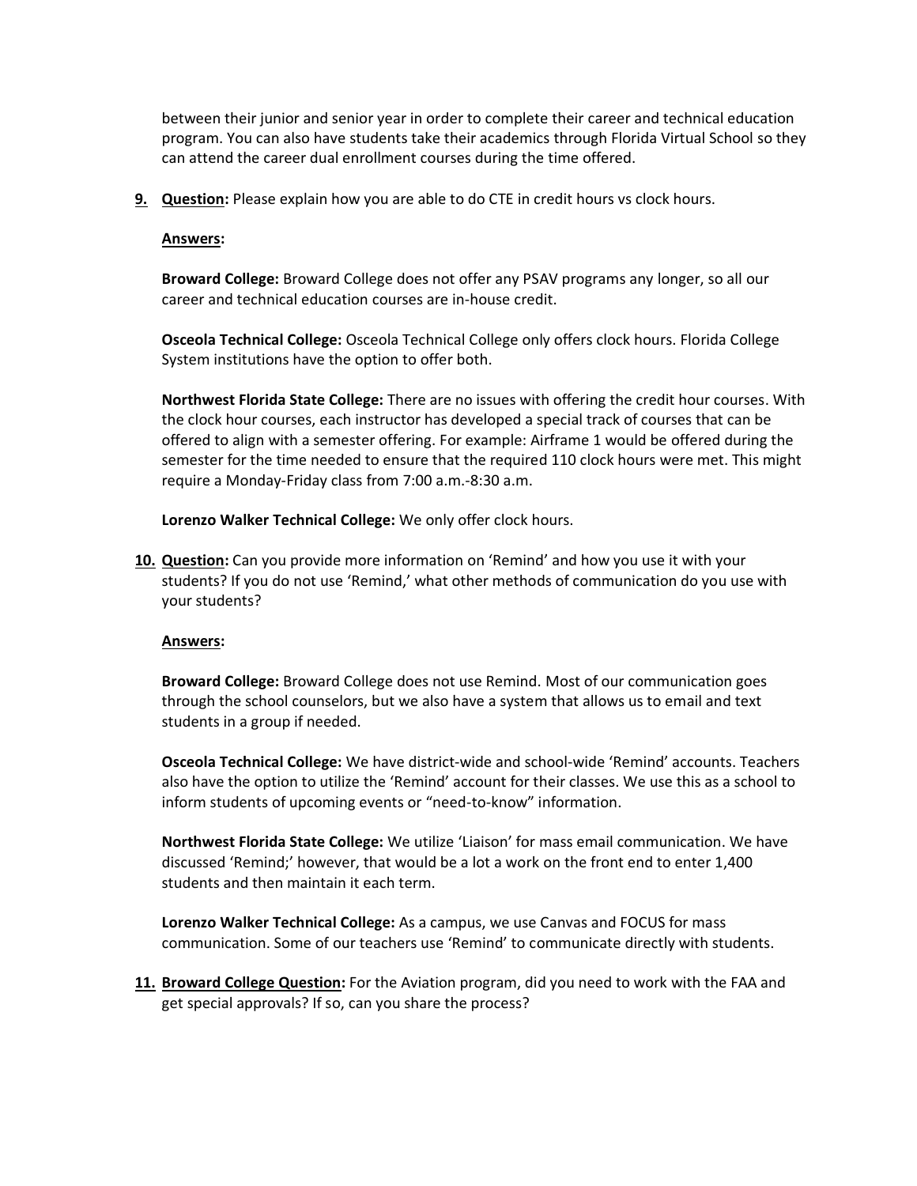between their junior and senior year in order to complete their career and technical education program. You can also have students take their academics through Florida Virtual School so they can attend the career dual enrollment courses during the time offered.

9. **Question:** Please explain how you are able to do CTE in credit hours vs clock hours.

   **Answers:**

   **Broward College:** Broward College does not offer any PSAV programs any longer, so all our career and technical education courses are in-house credit.

   **Osceola Technical College:** Osceola Technical College only offers clock hours. Florida College System institutions have the option to offer both.

   **Northwest Florida State College:** There are no issues with offering the credit hour courses. With the clock hour courses, each instructor has developed a special track of courses that can be offered to align with a semester offering. For example: Airframe 1 would be offered during the semester for the time needed to ensure that the required 110 clock hours were met. This might require a Monday-Friday class from 7:00 a.m.-8:30 a.m.

   **Lorenzo Walker Technical College:** We only offer clock hours.

10. **Question:** Can you provide more information on 'Remind' and how you use it with your students? If you do not use 'Remind,' what other methods of communication do you use with your students?

    **Answers:**

    **Broward College:** Broward College does not use Remind. Most of our communication goes through the school counselors, but we also have a system that allows us to email and text students in a group if needed.

    **Osceola Technical College:** We have district-wide and school-wide 'Remind' accounts. Teachers also have the option to utilize the 'Remind' account for their classes. We use this as a school to inform students of upcoming events or "need-to-know" information.

    **Northwest Florida State College:** We utilize 'Liaison' for mass email communication. We have discussed 'Remind;' however, that would be a lot a work on the front end to enter 1,400 students and then maintain it each term.

    **Lorenzo Walker Technical College:** As a campus, we use Canvas and FOCUS for mass communication. Some of our teachers use 'Remind' to communicate directly with students.

11. **Broward College Question:** For the Aviation program, did you need to work with the FAA and get special approvals? If so, can you share the process?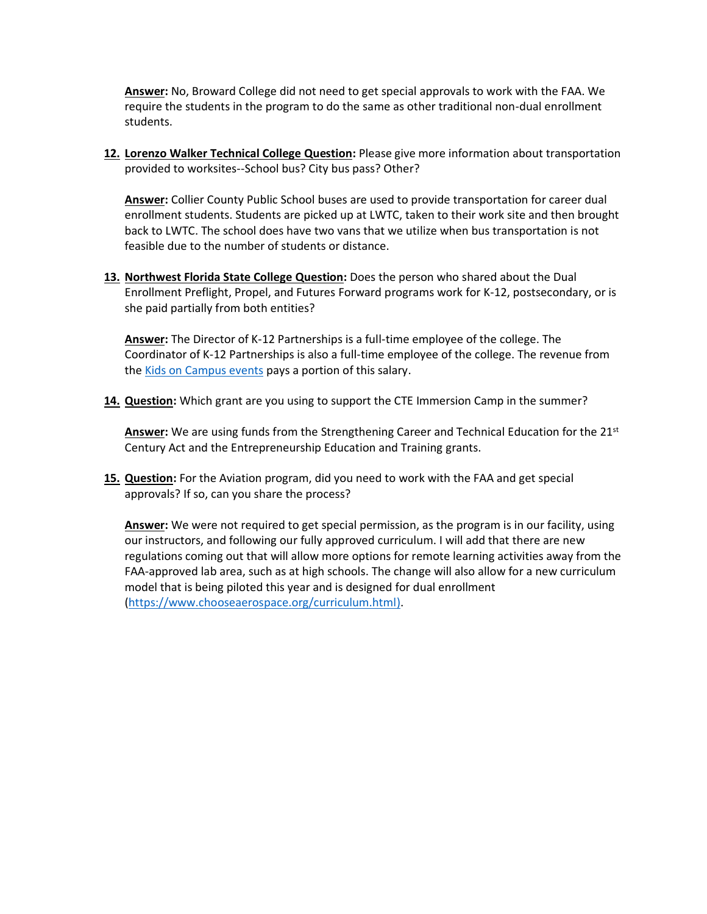**Answer:** No, Broward College did not need to get special approvals to work with the FAA. We require the students in the program to do the same as other traditional non-dual enrollment students.

12. **Lorenzo Walker Technical College Question:** Please give more information about transportation provided to worksites--School bus? City bus pass? Other?

    **Answer:** Collier County Public School buses are used to provide transportation for career dual enrollment students. Students are picked up at LWTC, taken to their work site and then brought back to LWTC. The school does have two vans that we utilize when bus transportation is not feasible due to the number of students or distance.

13. **Northwest Florida State College Question:** Does the person who shared about the Dual Enrollment Preflight, Propel, and Futures Forward programs work for K-12, postsecondary, or is she paid partially from both entities?

    **Answer:** The Director of K-12 Partnerships is a full-time employee of the college. The Coordinator of K-12 Partnerships is also a full-time employee of the college. The revenue from the Kids on Campus events pays a portion of this salary.

14. **Question:** Which grant are you using to support the CTE Immersion Camp in the summer?

    **Answer:** We are using funds from the Strengthening Career and Technical Education for the 21st Century Act and the Entrepreneurship Education and Training grants.

15. **Question:** For the Aviation program, did you need to work with the FAA and get special approvals? If so, can you share the process?

    **Answer:** We were not required to get special permission, as the program is in our facility, using our instructors, and following our fully approved curriculum. I will add that there are new regulations coming out that will allow more options for remote learning activities away from the FAA-approved lab area, such as at high schools. The change will also allow for a new curriculum model that is being piloted this year and is designed for dual enrollment (https://www.chooseaerospace.org/curriculum.html).